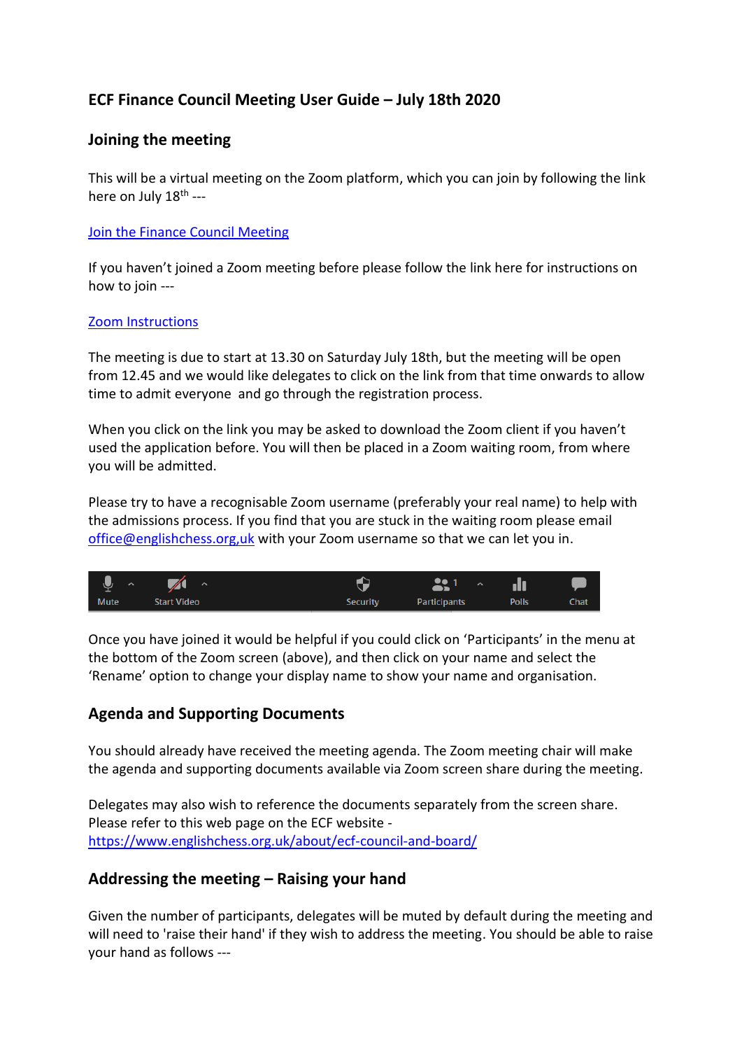## ECF Finance Council Meeting User Guide – July 18th 2020

### Joining the meeting

This will be a virtual meeting on the Zoom platform, which you can join by following the link here on July 18th ---

[Join the Finance Council Meeting]

If you haven't joined a Zoom meeting before please follow the link here for instructions on how to join ---

[Zoom Instructions]

The meeting is due to start at 13.30 on Saturday July 18th, but the meeting will be open from 12.45 and we would like delegates to click on the link from that time onwards to allow time to admit everyone and go through the registration process.

When you click on the link you may be asked to download the Zoom client if you haven't used the application before. You will then be placed in a Zoom waiting room, from where you will be admitted.

Please try to have a recognisable Zoom username (preferably your real name) to help with the admissions process. If you find that you are stuck in the waiting room please email office@englishchess.org,uk with your Zoom username so that we can let you in.

Mute | Start Video | Security | Participants | Polls | Chat

Once you have joined it would be helpful if you could click on 'Participants' in the menu at the bottom of the Zoom screen (above), and then click on your name and select the 'Rename' option to change your display name to show your name and organisation.

### Agenda and Supporting Documents

You should already have received the meeting agenda. The Zoom meeting chair will make the agenda and supporting documents available via Zoom screen share during the meeting.

Delegates may also wish to reference the documents separately from the screen share. Please refer to this web page on the ECF website - https://www.englishchess.org.uk/about/ecf-council-and-board/

### Addressing the meeting – Raising your hand

Given the number of participants, delegates will be muted by default during the meeting and will need to 'raise their hand' if they wish to address the meeting. You should be able to raise your hand as follows ---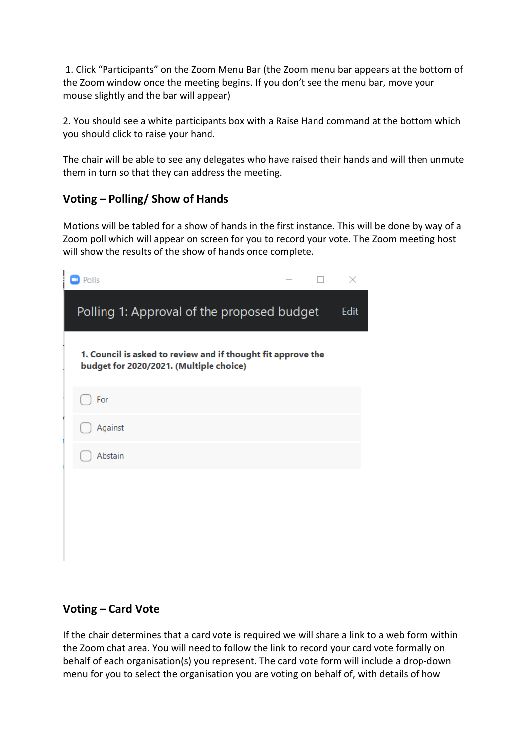1. Click "Participants" on the Zoom Menu Bar (the Zoom menu bar appears at the bottom of the Zoom window once the meeting begins. If you don't see the menu bar, move your mouse slightly and the bar will appear)

2. You should see a white participants box with a Raise Hand command at the bottom which you should click to raise your hand.

The chair will be able to see any delegates who have raised their hands and will then unmute them in turn so that they can address the meeting.

### Voting – Polling/ Show of Hands

Motions will be tabled for a show of hands in the first instance. This will be done by way of a Zoom poll which will appear on screen for you to record your vote. The Zoom meeting host will show the results of the show of hands once complete.

Polls

Polling 1: Approval of the proposed budget   Edit

**1. Council is asked to review and if thought fit approve the budget for 2020/2021. (Multiple choice)**

- [ ] For
- [ ] Against
- [ ] Abstain

### Voting – Card Vote

If the chair determines that a card vote is required we will share a link to a web form within the Zoom chat area. You will need to follow the link to record your card vote formally on behalf of each organisation(s) you represent. The card vote form will include a drop-down menu for you to select the organisation you are voting on behalf of, with details of how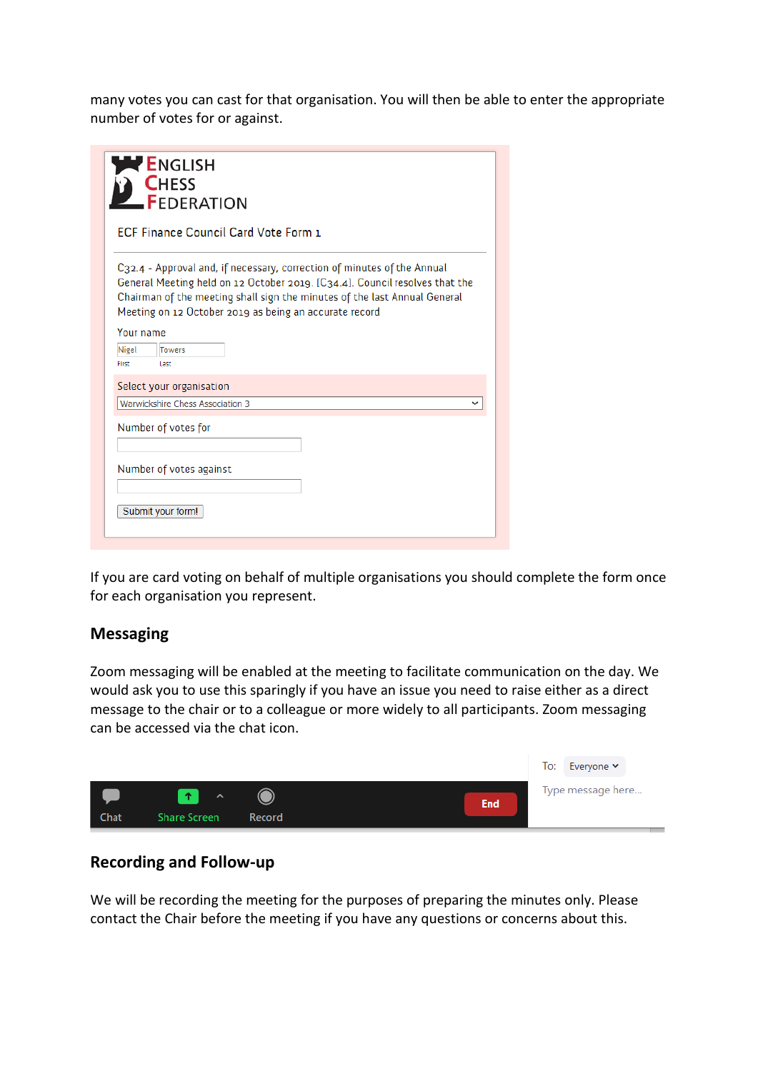many votes you can cast for that organisation. You will then be able to enter the appropriate number of votes for or against.

ENGLISH CHESS FEDERATION

ECF Finance Council Card Vote Form 1

C32.4 - Approval and, if necessary, correction of minutes of the Annual General Meeting held on 12 October 2019. [C34.4]. Council resolves that the Chairman of the meeting shall sign the minutes of the last Annual General Meeting on 12 October 2019 as being an accurate record

Your name

Nigel Towers

First Last

Select your organisation

Warwickshire Chess Association 3

Number of votes for

Number of votes against

Submit your form!

If you are card voting on behalf of multiple organisations you should complete the form once for each organisation you represent.

## Messaging

Zoom messaging will be enabled at the meeting to facilitate communication on the day. We would ask you to use this sparingly if you have an issue you need to raise either as a direct message to the chair or to a colleague or more widely to all participants. Zoom messaging can be accessed via the chat icon.

Chat | Share Screen | Record | End

To: Everyone

Type message here...

## Recording and Follow-up

We will be recording the meeting for the purposes of preparing the minutes only. Please contact the Chair before the meeting if you have any questions or concerns about this.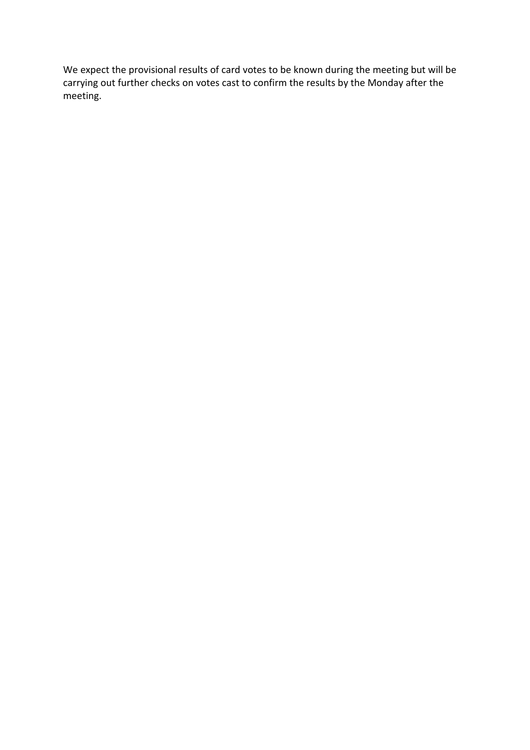We expect the provisional results of card votes to be known during the meeting but will be carrying out further checks on votes cast to confirm the results by the Monday after the meeting.